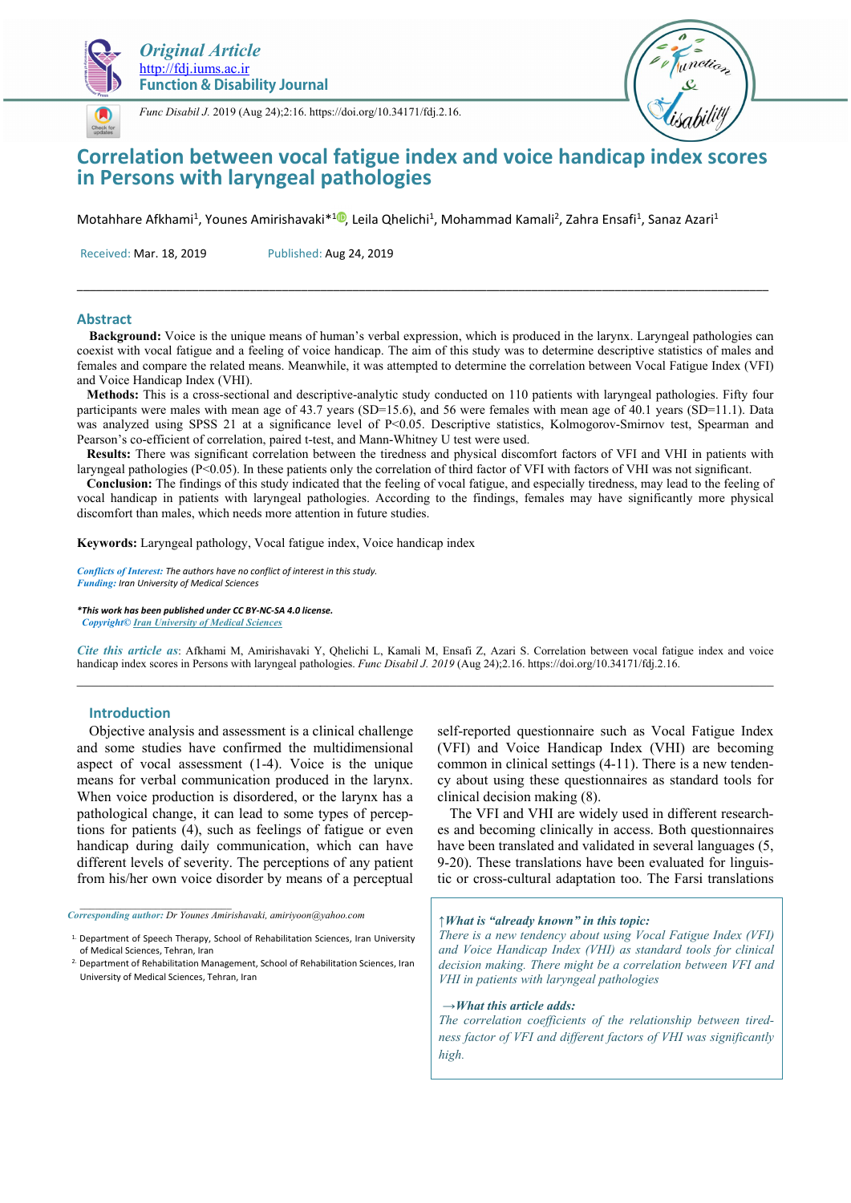# Correlation between vocal fatigue index and voice handicap index scores in Persons with laryngeal pathologies

Motahhare Afkhami[1], Younes Amirishavaki*[1], Leila Qhelichi[1], Mohammad Kamali[2], Zahra Ensafi[1], Sanaz Azari[1]

Received: Mar. 18, 2019 Published: Aug 24, 2019

## Abstract

**Background:** Voice is the unique means of human's verbal expression, which is produced in the larynx. Laryngeal pathologies can coexist with vocal fatigue and a feeling of voice handicap. The aim of this study was to determine descriptive statistics of males and females and compare the related means. Meanwhile, it was attempted to determine the correlation between Vocal Fatigue Index (VFI) and Voice Handicap Index (VHI).

**Methods:** This is a cross-sectional and descriptive-analytic study conducted on 110 patients with laryngeal pathologies. Fifty four participants were males with mean age of 43.7 years (SD=15.6), and 56 were females with mean age of 40.1 years (SD=11.1). Data was analyzed using SPSS 21 at a significance level of $P<0.05$. Descriptive statistics, Kolmogorov-Smirnov test, Spearman and Pearson's co-efficient of correlation, paired t-test, and Mann-Whitney U test were used.

**Results:** There was significant correlation between the tiredness and physical discomfort factors of VFI and VHI in patients with laryngeal pathologies ($P<0.05$). In these patients only the correlation of third factor of VFI with factors of VHI was not significant.

**Conclusion:** The findings of this study indicated that the feeling of vocal fatigue, and especially tiredness, may lead to the feeling of vocal handicap in patients with laryngeal pathologies. According to the findings, females may have significantly more physical discomfort than males, which needs more attention in future studies.

**Keywords:** Laryngeal pathology, Vocal fatigue index, Voice handicap index

*Conflicts of Interest:* The authors have no conflict of interest in this study.
*Funding:* Iran University of Medical Sciences

***This work has been published under CC BY-NC-SA 4.0 license.**
Copyright© Iran University of Medical Sciences

*Cite this article as*: Afkhami M, Amirishavaki Y, Qhelichi L, Kamali M, Ensafi Z, Azari S. Correlation between vocal fatigue index and voice handicap index scores in Persons with laryngeal pathologies. *Func Disabil J. 2019* (Aug 24);2.16. https://doi.org/10.34171/fdj.2.16.

## Introduction

Objective analysis and assessment is a clinical challenge and some studies have confirmed the multidimensional aspect of vocal assessment (1-4). Voice is the unique means for verbal communication produced in the larynx. When voice production is disordered, or the larynx has a pathological change, it can lead to some types of perceptions for patients (4), such as feelings of fatigue or even handicap during daily communication, which can have different levels of severity. The perceptions of any patient from his/her own voice disorder by means of a perceptual self-reported questionnaire such as Vocal Fatigue Index (VFI) and Voice Handicap Index (VHI) are becoming common in clinical settings (4-11). There is a new tendency about using these questionnaires as standard tools for clinical decision making (8).

The VFI and VHI are widely used in different researches and becoming clinically in access. Both questionnaires have been translated and validated in several languages (5, 9-20). These translations have been evaluated for linguistic or cross-cultural adaptation too. The Farsi translations

> ***↑What is "already known" in this topic:***
> *There is a new tendency about using Vocal Fatigue Index (VFI) and Voice Handicap Index (VHI) as standard tools for clinical decision making. There might be a correlation between VFI and VHI in patients with laryngeal pathologies*
>
> ***→What this article adds:***
> *The correlation coefficients of the relationship between tiredness factor of VFI and different factors of VHI was significantly high.*

*Corresponding author:* Dr Younes Amirishavaki, amiriyoon@yahoo.com

1. Department of Speech Therapy, School of Rehabilitation Sciences, Iran University of Medical Sciences, Tehran, Iran
2. Department of Rehabilitation Management, School of Rehabilitation Sciences, Iran University of Medical Sciences, Tehran, Iran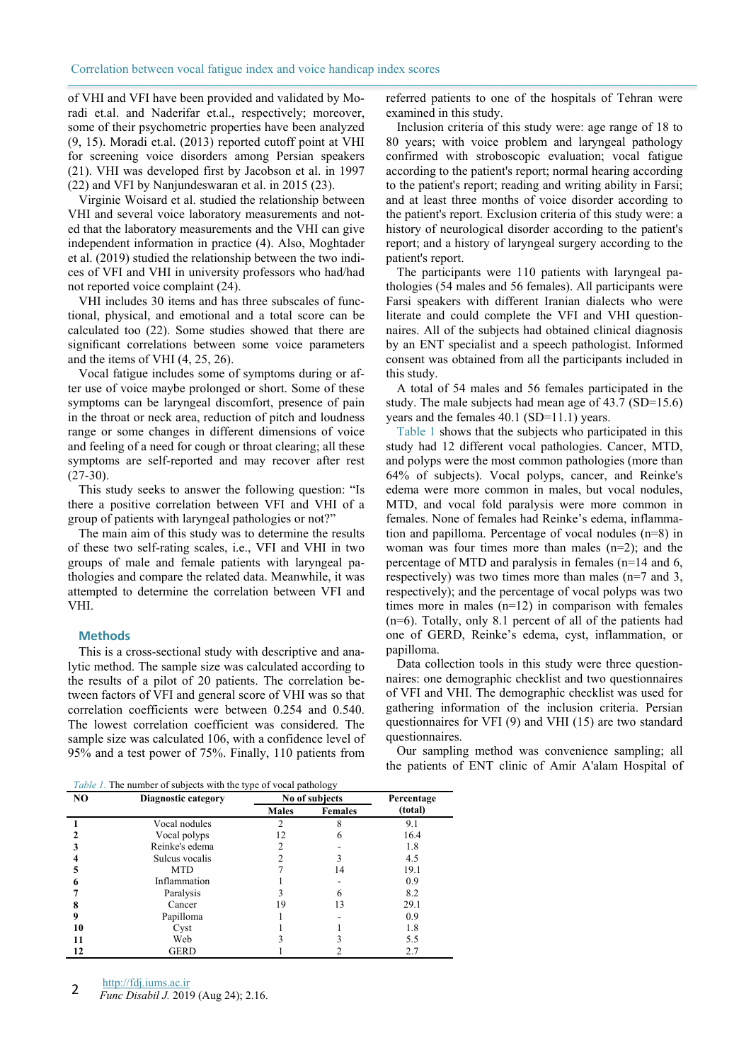of VHI and VFI have been provided and validated by Moradi et.al. and Naderifar et.al., respectively; moreover, some of their psychometric properties have been analyzed (9, 15). Moradi et.al. (2013) reported cutoff point at VHI for screening voice disorders among Persian speakers (21). VHI was developed first by Jacobson et al. in 1997 (22) and VFI by Nanjundeswaran et al. in 2015 (23).

Virginie Woisard et al. studied the relationship between VHI and several voice laboratory measurements and noted that the laboratory measurements and the VHI can give independent information in practice (4). Also, Moghtader et al. (2019) studied the relationship between the two indices of VFI and VHI in university professors who had/had not reported voice complaint (24).

VHI includes 30 items and has three subscales of functional, physical, and emotional and a total score can be calculated too (22). Some studies showed that there are significant correlations between some voice parameters and the items of VHI (4, 25, 26).

Vocal fatigue includes some of symptoms during or after use of voice maybe prolonged or short. Some of these symptoms can be laryngeal discomfort, presence of pain in the throat or neck area, reduction of pitch and loudness range or some changes in different dimensions of voice and feeling of a need for cough or throat clearing; all these symptoms are self-reported and may recover after rest (27-30).

This study seeks to answer the following question: "Is there a positive correlation between VFI and VHI of a group of patients with laryngeal pathologies or not?"

The main aim of this study was to determine the results of these two self-rating scales, i.e., VFI and VHI in two groups of male and female patients with laryngeal pathologies and compare the related data. Meanwhile, it was attempted to determine the correlation between VFI and VHI.

## Methods

This is a cross-sectional study with descriptive and analytic method. The sample size was calculated according to the results of a pilot of 20 patients. The correlation between factors of VFI and general score of VHI was so that correlation coefficients were between 0.254 and 0.540. The lowest correlation coefficient was considered. The sample size was calculated 106, with a confidence level of 95% and a test power of 75%. Finally, 110 patients from referred patients to one of the hospitals of Tehran were examined in this study.

Inclusion criteria of this study were: age range of 18 to 80 years; with voice problem and laryngeal pathology confirmed with stroboscopic evaluation; vocal fatigue according to the patient's report; normal hearing according to the patient's report; reading and writing ability in Farsi; and at least three months of voice disorder according to the patient's report. Exclusion criteria of this study were: a history of neurological disorder according to the patient's report; and a history of laryngeal surgery according to the patient's report.

The participants were 110 patients with laryngeal pathologies (54 males and 56 females). All participants were Farsi speakers with different Iranian dialects who were literate and could complete the VFI and VHI questionnaires. All of the subjects had obtained clinical diagnosis by an ENT specialist and a speech pathologist. Informed consent was obtained from all the participants included in this study.

A total of 54 males and 56 females participated in the study. The male subjects had mean age of 43.7 (SD=15.6) years and the females 40.1 (SD=11.1) years.

Table 1 shows that the subjects who participated in this study had 12 different vocal pathologies. Cancer, MTD, and polyps were the most common pathologies (more than 64% of subjects). Vocal polyps, cancer, and Reinke's edema were more common in males, but vocal nodules, MTD, and vocal fold paralysis were more common in females. None of females had Reinke's edema, inflammation and papilloma. Percentage of vocal nodules (n=8) in woman was four times more than males (n=2); and the percentage of MTD and paralysis in females (n=14 and 6, respectively) was two times more than males (n=7 and 3, respectively); and the percentage of vocal polyps was two times more in males (n=12) in comparison with females (n=6). Totally, only 8.1 percent of all of the patients had one of GERD, Reinke's edema, cyst, inflammation, or papilloma.

Data collection tools in this study were three questionnaires: one demographic checklist and two questionnaires of VFI and VHI. The demographic checklist was used for gathering information of the inclusion criteria. Persian questionnaires for VFI (9) and VHI (15) are two standard questionnaires.

Our sampling method was convenience sampling; all the patients of ENT clinic of Amir A'alam Hospital of

*Table 1.* The number of subjects with the type of vocal pathology

| NO | Diagnostic category | No of subjects | | Percentage (total) |
|---|---|---|---|---|
| | | Males | Females | |
| **1** | Vocal nodules | 2 | 8 | 9.1 |
| **2** | Vocal polyps | 12 | 6 | 16.4 |
| **3** | Reinke's edema | 2 | - | 1.8 |
| **4** | Sulcus vocalis | 2 | 3 | 4.5 |
| **5** | MTD | 7 | 14 | 19.1 |
| **6** | Inflammation | 1 | - | 0.9 |
| **7** | Paralysis | 3 | 6 | 8.2 |
| **8** | Cancer | 19 | 13 | 29.1 |
| **9** | Papilloma | 1 | - | 0.9 |
| **10** | Cyst | 1 | 1 | 1.8 |
| **11** | Web | 3 | 3 | 5.5 |
| **12** | GERD | 1 | 2 | 2.7 |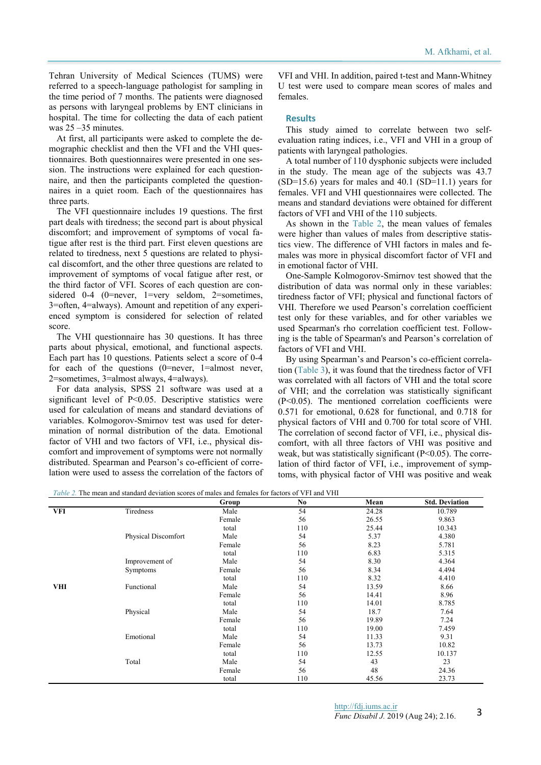Tehran University of Medical Sciences (TUMS) were referred to a speech-language pathologist for sampling in the time period of 7 months. The patients were diagnosed as persons with laryngeal problems by ENT clinicians in hospital. The time for collecting the data of each patient was 25 –35 minutes.

At first, all participants were asked to complete the demographic checklist and then the VFI and the VHI questionnaires. Both questionnaires were presented in one session. The instructions were explained for each questionnaire, and then the participants completed the questionnaires in a quiet room. Each of the questionnaires has three parts.

The VFI questionnaire includes 19 questions. The first part deals with tiredness; the second part is about physical discomfort; and improvement of symptoms of vocal fatigue after rest is the third part. First eleven questions are related to tiredness, next 5 questions are related to physical discomfort, and the other three questions are related to improvement of symptoms of vocal fatigue after rest, or the third factor of VFI. Scores of each question are considered 0-4 (0=never, 1=very seldom, 2=sometimes, 3=often, 4=always). Amount and repetition of any experienced symptom is considered for selection of related score.

The VHI questionnaire has 30 questions. It has three parts about physical, emotional, and functional aspects. Each part has 10 questions. Patients select a score of 0-4 for each of the questions (0=never, 1=almost never, 2=sometimes, 3=almost always, 4=always).

For data analysis, SPSS 21 software was used at a significant level of $P<0.05$. Descriptive statistics were used for calculation of means and standard deviations of variables. Kolmogorov-Smirnov test was used for determination of normal distribution of the data. Emotional factor of VHI and two factors of VFI, i.e., physical discomfort and improvement of symptoms were not normally distributed. Spearman and Pearson's co-efficient of correlation were used to assess the correlation of the factors of VFI and VHI. In addition, paired t-test and Mann-Whitney U test were used to compare mean scores of males and females.

## Results

This study aimed to correlate between two self-evaluation rating indices, i.e., VFI and VHI in a group of patients with laryngeal pathologies.

A total number of 110 dysphonic subjects were included in the study. The mean age of the subjects was 43.7 (SD=15.6) years for males and 40.1 (SD=11.1) years for females. VFI and VHI questionnaires were collected. The means and standard deviations were obtained for different factors of VFI and VHI of the 110 subjects.

As shown in the Table 2, the mean values of females were higher than values of males from descriptive statistics view. The difference of VHI factors in males and females was more in physical discomfort factor of VFI and in emotional factor of VHI.

One-Sample Kolmogorov-Smirnov test showed that the distribution of data was normal only in these variables: tiredness factor of VFI; physical and functional factors of VHI. Therefore we used Pearson's correlation coefficient test only for these variables, and for other variables we used Spearman's rho correlation coefficient test. Following is the table of Spearman's and Pearson's correlation of factors of VFI and VHI.

By using Spearman's and Pearson's co-efficient correlation (Table 3), it was found that the tiredness factor of VFI was correlated with all factors of VHI and the total score of VHI; and the correlation was statistically significant ($P<0.05$). The mentioned correlation coefficients were 0.571 for emotional, 0.628 for functional, and 0.718 for physical factors of VHI and 0.700 for total score of VHI. The correlation of second factor of VFI, i.e., physical discomfort, with all three factors of VHI was positive and weak, but was statistically significant ($P<0.05$). The correlation of third factor of VFI, i.e., improvement of symptoms, with physical factor of VHI was positive and weak

*Table 2.* The mean and standard deviation scores of males and females for factors of VFI and VHI

| | | Group | No | Mean | Std. Deviation |
|---|---|---|---|---|---|
| **VFI** | Tiredness | Male | 54 | 24.28 | 10.789 |
| | | Female | 56 | 26.55 | 9.863 |
| | | total | 110 | 25.44 | 10.343 |
| | Physical Discomfort | Male | 54 | 5.37 | 4.380 |
| | | Female | 56 | 8.23 | 5.781 |
| | | total | 110 | 6.83 | 5.315 |
| | Improvement of Symptoms | Male | 54 | 8.30 | 4.364 |
| | | Female | 56 | 8.34 | 4.494 |
| | | total | 110 | 8.32 | 4.410 |
| **VHI** | Functional | Male | 54 | 13.59 | 8.66 |
| | | Female | 56 | 14.41 | 8.96 |
| | | total | 110 | 14.01 | 8.785 |
| | Physical | Male | 54 | 18.7 | 7.64 |
| | | Female | 56 | 19.89 | 7.24 |
| | | total | 110 | 19.00 | 7.459 |
| | Emotional | Male | 54 | 11.33 | 9.31 |
| | | Female | 56 | 13.73 | 10.82 |
| | | total | 110 | 12.55 | 10.137 |
| | Total | Male | 54 | 43 | 23 |
| | | Female | 56 | 48 | 24.36 |
| | | total | 110 | 45.56 | 23.73 |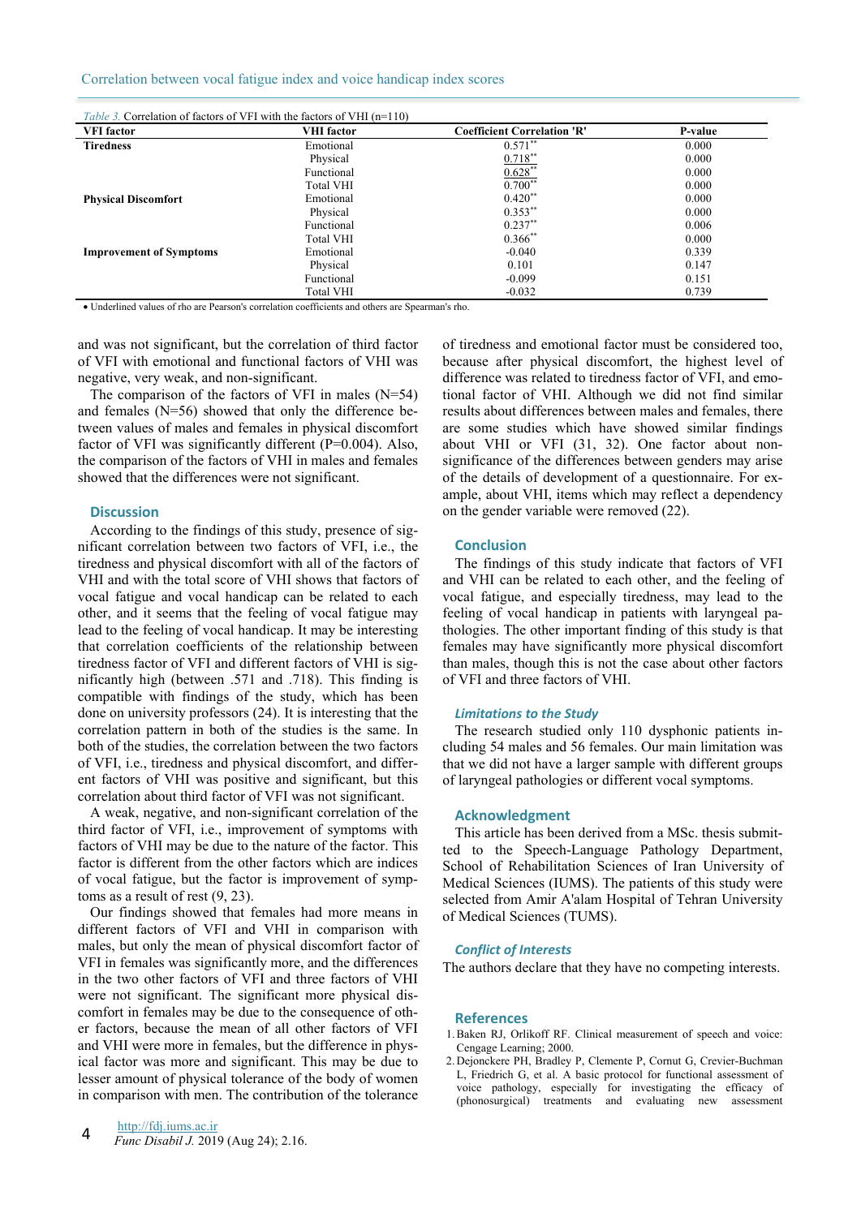*Table 3.* Correlation of factors of VFI with the factors of VHI (n=110)

| VFI factor | VHI factor | Coefficient Correlation 'R' | P-value |
|---|---|---|---|
| **Tiredness** | Emotional | 0.571** | 0.000 |
| | Physical | <u>0.718**</u> | 0.000 |
| | Functional | <u>0.628**</u> | 0.000 |
| | Total VHI | 0.700** | 0.000 |
| **Physical Discomfort** | Emotional | 0.420** | 0.000 |
| | Physical | 0.353** | 0.000 |
| | Functional | 0.237** | 0.006 |
| | Total VHI | 0.366** | 0.000 |
| **Improvement of Symptoms** | Emotional | -0.040 | 0.339 |
| | Physical | 0.101 | 0.147 |
| | Functional | -0.099 | 0.151 |
| | Total VHI | -0.032 | 0.739 |

• Underlined values of rho are Pearson's correlation coefficients and others are Spearman's rho.

and was not significant, but the correlation of third factor of VFI with emotional and functional factors of VHI was negative, very weak, and non-significant.

The comparison of the factors of VFI in males (N=54) and females (N=56) showed that only the difference between values of males and females in physical discomfort factor of VFI was significantly different (P=0.004). Also, the comparison of the factors of VHI in males and females showed that the differences were not significant.

## Discussion

According to the findings of this study, presence of significant correlation between two factors of VFI, i.e., the tiredness and physical discomfort with all of the factors of VHI and with the total score of VHI shows that factors of vocal fatigue and vocal handicap can be related to each other, and it seems that the feeling of vocal fatigue may lead to the feeling of vocal handicap. It may be interesting that correlation coefficients of the relationship between tiredness factor of VFI and different factors of VHI is significantly high (between .571 and .718). This finding is compatible with findings of the study, which has been done on university professors (24). It is interesting that the correlation pattern in both of the studies is the same. In both of the studies, the correlation between the two factors of VFI, i.e., tiredness and physical discomfort, and different factors of VHI was positive and significant, but this correlation about third factor of VFI was not significant.

A weak, negative, and non-significant correlation of the third factor of VFI, i.e., improvement of symptoms with factors of VHI may be due to the nature of the factor. This factor is different from the other factors which are indices of vocal fatigue, but the factor is improvement of symptoms as a result of rest (9, 23).

Our findings showed that females had more means in different factors of VFI and VHI in comparison with males, but only the mean of physical discomfort factor of VFI in females was significantly more, and the differences in the two other factors of VFI and three factors of VHI were not significant. The significant more physical discomfort in females may be due to the consequence of other factors, because the mean of all other factors of VFI and VHI were more in females, but the difference in physical factor was more and significant. This may be due to lesser amount of physical tolerance of the body of women in comparison with men. The contribution of the tolerance of tiredness and emotional factor must be considered too, because after physical discomfort, the highest level of difference was related to tiredness factor of VFI, and emotional factor of VHI. Although we did not find similar results about differences between males and females, there are some studies which have showed similar findings about VHI or VFI (31, 32). One factor about non-significance of the differences between genders may arise of the details of development of a questionnaire. For example, about VHI, items which may reflect a dependency on the gender variable were removed (22).

## Conclusion

The findings of this study indicate that factors of VFI and VHI can be related to each other, and the feeling of vocal fatigue, and especially tiredness, may lead to the feeling of vocal handicap in patients with laryngeal pathologies. The other important finding of this study is that females may have significantly more physical discomfort than males, though this is not the case about other factors of VFI and three factors of VHI.

### *Limitations to the Study*

The research studied only 110 dysphonic patients including 54 males and 56 females. Our main limitation was that we did not have a larger sample with different groups of laryngeal pathologies or different vocal symptoms.

## Acknowledgment

This article has been derived from a MSc. thesis submitted to the Speech-Language Pathology Department, School of Rehabilitation Sciences of Iran University of Medical Sciences (IUMS). The patients of this study were selected from Amir A'alam Hospital of Tehran University of Medical Sciences (TUMS).

### *Conflict of Interests*

The authors declare that they have no competing interests.

## References

1. Baken RJ, Orlikoff RF. Clinical measurement of speech and voice: Cengage Learning; 2000.
2. Dejonckere PH, Bradley P, Clemente P, Cornut G, Crevier-Buchman L, Friedrich G, et al. A basic protocol for functional assessment of voice pathology, especially for investigating the efficacy of (phonosurgical) treatments and evaluating new assessment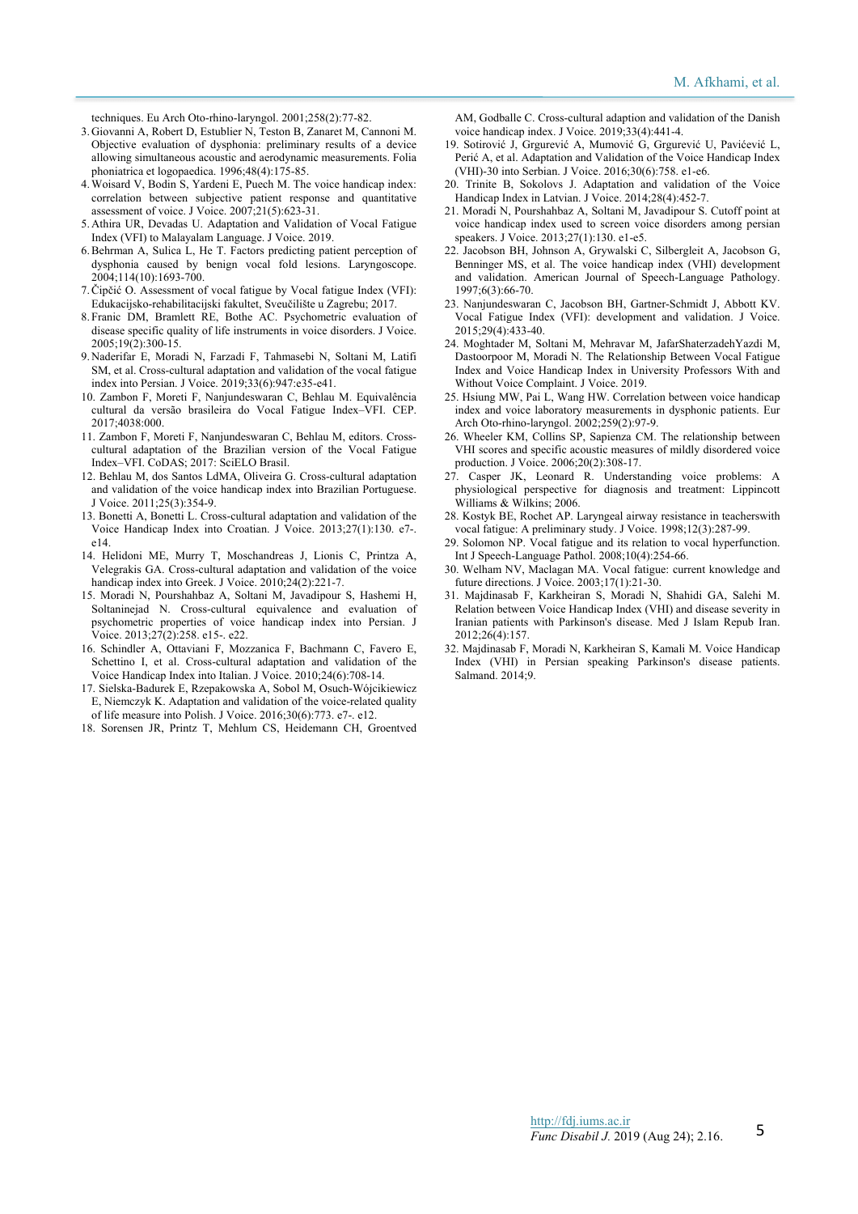techniques. Eu Arch Oto-rhino-laryngol. 2001;258(2):77-82.

3. Giovanni A, Robert D, Estublier N, Teston B, Zanaret M, Cannoni M. Objective evaluation of dysphonia: preliminary results of a device allowing simultaneous acoustic and aerodynamic measurements. Folia phoniatrica et logopaedica. 1996;48(4):175-85.
4. Woisard V, Bodin S, Yardeni E, Puech M. The voice handicap index: correlation between subjective patient response and quantitative assessment of voice. J Voice. 2007;21(5):623-31.
5. Athira UR, Devadas U. Adaptation and Validation of Vocal Fatigue Index (VFI) to Malayalam Language. J Voice. 2019.
6. Behrman A, Sulica L, He T. Factors predicting patient perception of dysphonia caused by benign vocal fold lesions. Laryngoscope. 2004;114(10):1693-700.
7. Čipčić O. Assessment of vocal fatigue by Vocal fatigue Index (VFI): Edukacijsko-rehabilitacijski fakultet, Sveučilište u Zagrebu; 2017.
8. Franic DM, Bramlett RE, Bothe AC. Psychometric evaluation of disease specific quality of life instruments in voice disorders. J Voice. 2005;19(2):300-15.
9. Naderifar E, Moradi N, Farzadi F, Tahmasebi N, Soltani M, Latifi SM, et al. Cross-cultural adaptation and validation of the vocal fatigue index into Persian. J Voice. 2019;33(6):947.e35-e41.
10. Zambon F, Moreti F, Nanjundeswaran C, Behlau M. Equivalência cultural da versão brasileira do Vocal Fatigue Index–VFI. CEP. 2017;4038:000.
11. Zambon F, Moreti F, Nanjundeswaran C, Behlau M, editors. Cross-cultural adaptation of the Brazilian version of the Vocal Fatigue Index–VFI. CoDAS; 2017: SciELO Brasil.
12. Behlau M, dos Santos LdMA, Oliveira G. Cross-cultural adaptation and validation of the voice handicap index into Brazilian Portuguese. J Voice. 2011;25(3):354-9.
13. Bonetti A, Bonetti L. Cross-cultural adaptation and validation of the Voice Handicap Index into Croatian. J Voice. 2013;27(1):130. e7-. e14.
14. Helidoni ME, Murry T, Moschandreas J, Lionis C, Printza A, Velegrakis GA. Cross-cultural adaptation and validation of the voice handicap index into Greek. J Voice. 2010;24(2):221-7.
15. Moradi N, Pourshahbaz A, Soltani M, Javadipour S, Hashemi H, Soltaninejad N. Cross-cultural equivalence and evaluation of psychometric properties of voice handicap index into Persian. J Voice. 2013;27(2):258. e15-. e22.
16. Schindler A, Ottaviani F, Mozzanica F, Bachmann C, Favero E, Schettino I, et al. Cross-cultural adaptation and validation of the Voice Handicap Index into Italian. J Voice. 2010;24(6):708-14.
17. Sielska-Badurek E, Rzepakowska A, Sobol M, Osuch-Wójcikiewicz E, Niemczyk K. Adaptation and validation of the voice-related quality of life measure into Polish. J Voice. 2016;30(6):773. e7-. e12.
18. Sorensen JR, Printz T, Mehlum CS, Heidemann CH, Groentved AM, Godballe C. Cross-cultural adaption and validation of the Danish voice handicap index. J Voice. 2019;33(4):441-4.
19. Sotirović J, Grgurević A, Mumović G, Grgurević U, Pavićević L, Perić A, et al. Adaptation and Validation of the Voice Handicap Index (VHI)-30 into Serbian. J Voice. 2016;30(6):758. e1-e6.
20. Trinite B, Sokolovs J. Adaptation and validation of the Voice Handicap Index in Latvian. J Voice. 2014;28(4):452-7.
21. Moradi N, Pourshahbaz A, Soltani M, Javadipour S. Cutoff point at voice handicap index used to screen voice disorders among persian speakers. J Voice. 2013;27(1):130. e1-e5.
22. Jacobson BH, Johnson A, Grywalski C, Silbergleit A, Jacobson G, Benninger MS, et al. The voice handicap index (VHI) development and validation. American Journal of Speech-Language Pathology. 1997;6(3):66-70.
23. Nanjundeswaran C, Jacobson BH, Gartner-Schmidt J, Abbott KV. Vocal Fatigue Index (VFI): development and validation. J Voice. 2015;29(4):433-40.
24. Moghtader M, Soltani M, Mehravar M, JafarShaterzadehYazdi M, Dastoorpoor M, Moradi N. The Relationship Between Vocal Fatigue Index and Voice Handicap Index in University Professors With and Without Voice Complaint. J Voice. 2019.
25. Hsiung MW, Pai L, Wang HW. Correlation between voice handicap index and voice laboratory measurements in dysphonic patients. Eur Arch Oto-rhino-laryngol. 2002;259(2):97-9.
26. Wheeler KM, Collins SP, Sapienza CM. The relationship between VHI scores and specific acoustic measures of mildly disordered voice production. J Voice. 2006;20(2):308-17.
27. Casper JK, Leonard R. Understanding voice problems: A physiological perspective for diagnosis and treatment: Lippincott Williams & Wilkins; 2006.
28. Kostyk BE, Rochet AP. Laryngeal airway resistance in teacherswith vocal fatigue: A preliminary study. J Voice. 1998;12(3):287-99.
29. Solomon NP. Vocal fatigue and its relation to vocal hyperfunction. Int J Speech-Language Pathol. 2008;10(4):254-66.
30. Welham NV, Maclagan MA. Vocal fatigue: current knowledge and future directions. J Voice. 2003;17(1):21-30.
31. Majdinasab F, Karkheiran S, Moradi N, Shahidi GA, Salehi M. Relation between Voice Handicap Index (VHI) and disease severity in Iranian patients with Parkinson's disease. Med J Islam Repub Iran. 2012;26(4):157.
32. Majdinasab F, Moradi N, Karkheiran S, Kamali M. Voice Handicap Index (VHI) in Persian speaking Parkinson's disease patients. Salmand. 2014;9.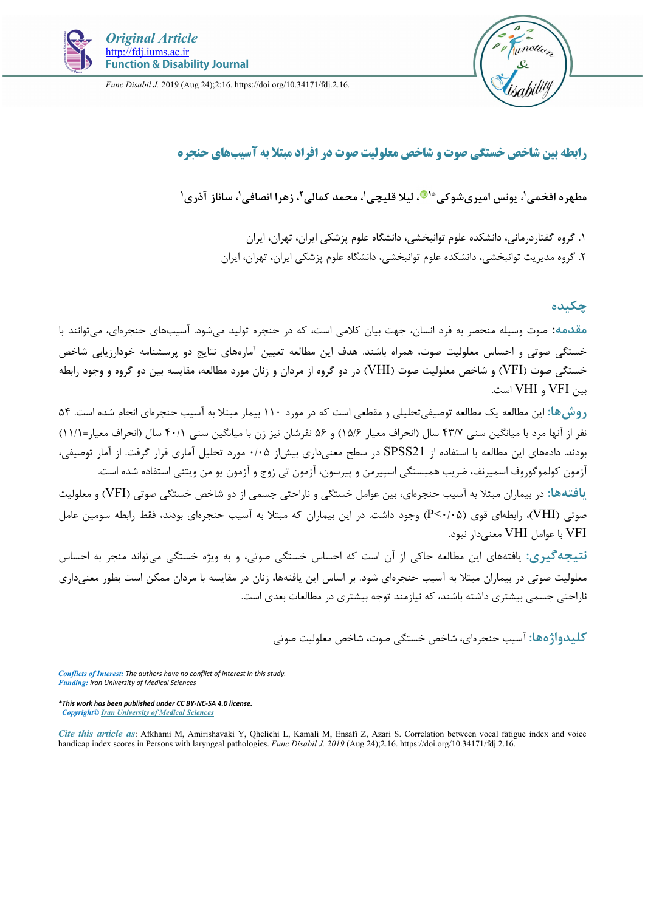*Original Article*
http://fdj.iums.ac.ir
**Function & Disability Journal**

*Func Disabil J.* 2019 (Aug 24);2:16. https://doi.org/10.34171/fdj.2.16.

# رابطه بین شاخص خستگی صوت و شاخص معلولیت صوت در افراد مبتلا به آسیب‌های حنجره

**مطهره افخمی[1]، یونس امیری‌شوکی[*1]، لیلا قلیچی[1]، محمد کمالی[2]، زهرا انصافی[1]، ساناز آذری[1]**

۱. گروه گفتاردرمانی، دانشکده علوم توانبخشی، دانشگاه علوم پزشکی ایران، تهران، ایران
۲. گروه مدیریت توانبخشی، دانشکده علوم توانبخشی، دانشگاه علوم پزشکی ایران، تهران، ایران

## چکیده

**مقدمه:** صوت وسیله منحصر به فرد انسان، جهت بیان کلامی است، که در حنجره تولید می‌شود. آسیب‌های حنجره‌ای، می‌توانند با خستگی صوتی و احساس معلولیت صوت، همراه باشند. هدف این مطالعه تعیین آماره‌های نتایج دو پرسشنامه خودارزیابی شاخص خستگی صوت (VFI) و شاخص معلولیت صوت (VHI) در دو گروه از مردان و زنان مورد مطالعه، مقایسه بین دو گروه و وجود رابطه بین VFI و VHI است.

**روش‌ها:** این مطالعه یک مطالعه توصیفی‌تحلیلی و مقطعی است که در مورد ۱۱۰ بیمار مبتلا به آسیب حنجره‌ای انجام شده است. ۵۴ نفر از آنها مرد با میانگین سنی ۴۳/۷ سال (انحراف معیار ۱۵/۶) و ۵۶ نفرشان نیز زن با میانگین سنی ۴۰/۱ سال (انحراف معیار=۱۱/۱) بودند. داده‌های این مطالعه با استفاده از SPSS21 در سطح معنی‌داری بیش‌از ۰/۰۵ مورد تحلیل آماری قرار گرفت. از آمار توصیفی، آزمون کولموگوروف اسمیرنف، ضریب همبستگی اسپیرمن و پیرسون، آزمون تی زوج و آزمون یو من ویتنی استفاده شده است.

**یافته‌ها:** در بیماران مبتلا به آسیب حنجره‌ای، بین عوامل خستگی و ناراحتی جسمی از دو شاخص خستگی صوتی (VFI) و معلولیت صوتی (VHI)، رابطه‌ای قوی (P<۰/۰۵) وجود داشت. در این بیماران که مبتلا به آسیب حنجره‌ای بودند، فقط رابطه سومین عامل VFI با عوامل VHI معنی‌دار نبود.

**نتیجه‌گیری:** یافته‌های این مطالعه حاکی از آن است که احساس خستگی صوتی، و به ویژه خستگی می‌تواند منجر به احساس معلولیت صوتی در بیماران مبتلا به آسیب حنجره‌ای شود. بر اساس این یافته‌ها، زنان در مقایسه با مردان ممکن است بطور معنی‌داری ناراحتی جسمی بیشتری داشته باشند، که نیازمند توجه بیشتری در مطالعات بعدی است.

**کلیدواژه‌ها:** آسیب حنجره‌ای، شاخص خستگی صوت، شاخص معلولیت صوتی

*Conflicts of Interest:* The authors have no conflict of interest in this study.
*Funding:* Iran University of Medical Sciences

*\*This work has been published under CC BY-NC-SA 4.0 license.*
*Copyright© Iran University of Medical Sciences*

*Cite this article as*: Afkhami M, Amirishavaki Y, Qhelichi L, Kamali M, Ensafi Z, Azari S. Correlation between vocal fatigue index and voice handicap index scores in Persons with laryngeal pathologies. *Func Disabil J. 2019* (Aug 24);2.16. https://doi.org/10.34171/fdj.2.16.